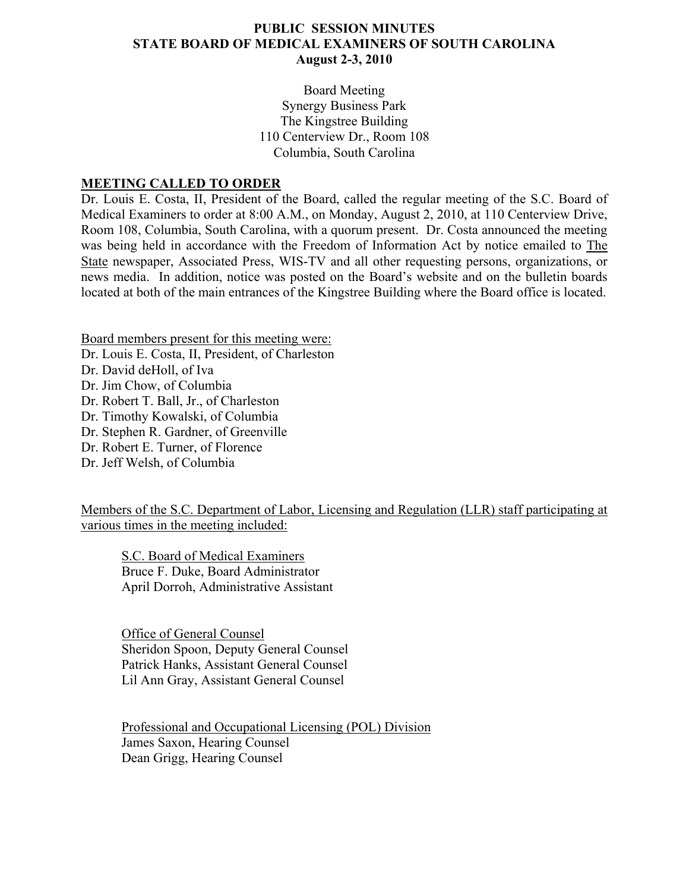# PUBLIC SESSION MINUTES
# STATE BOARD OF MEDICAL EXAMINERS OF SOUTH CAROLINA
# August 2-3, 2010

Board Meeting
Synergy Business Park
The Kingstree Building
110 Centerview Dr., Room 108
Columbia, South Carolina

## MEETING CALLED TO ORDER

Dr. Louis E. Costa, II, President of the Board, called the regular meeting of the S.C. Board of Medical Examiners to order at 8:00 A.M., on Monday, August 2, 2010, at 110 Centerview Drive, Room 108, Columbia, South Carolina, with a quorum present. Dr. Costa announced the meeting was being held in accordance with the Freedom of Information Act by notice emailed to The State newspaper, Associated Press, WIS-TV and all other requesting persons, organizations, or news media. In addition, notice was posted on the Board's website and on the bulletin boards located at both of the main entrances of the Kingstree Building where the Board office is located.

Board members present for this meeting were:

Dr. Louis E. Costa, II, President, of Charleston
Dr. David deHoll, of Iva
Dr. Jim Chow, of Columbia
Dr. Robert T. Ball, Jr., of Charleston
Dr. Timothy Kowalski, of Columbia
Dr. Stephen R. Gardner, of Greenville
Dr. Robert E. Turner, of Florence
Dr. Jeff Welsh, of Columbia

Members of the S.C. Department of Labor, Licensing and Regulation (LLR) staff participating at various times in the meeting included:

S.C. Board of Medical Examiners
Bruce F. Duke, Board Administrator
April Dorroh, Administrative Assistant

Office of General Counsel
Sheridon Spoon, Deputy General Counsel
Patrick Hanks, Assistant General Counsel
Lil Ann Gray, Assistant General Counsel

Professional and Occupational Licensing (POL) Division
James Saxon, Hearing Counsel
Dean Grigg, Hearing Counsel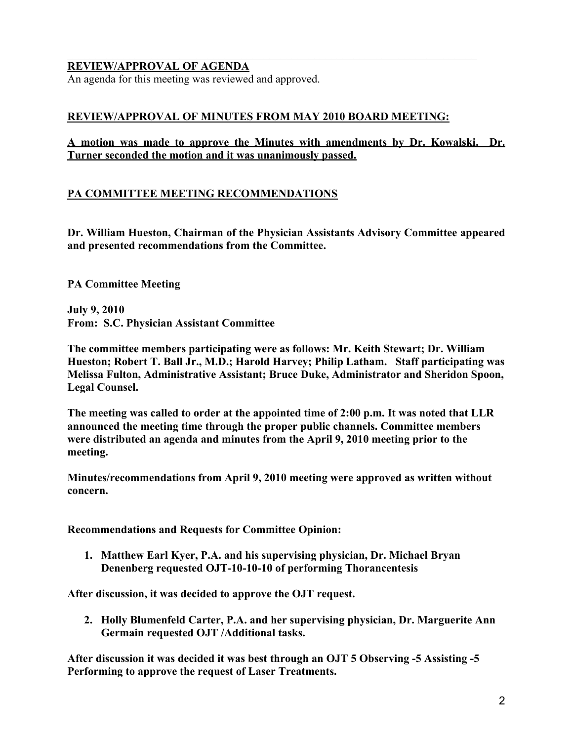**REVIEW/APPROVAL OF AGENDA**

An agenda for this meeting was reviewed and approved.

**REVIEW/APPROVAL OF MINUTES FROM MAY 2010 BOARD MEETING:**

**A motion was made to approve the Minutes with amendments by Dr. Kowalski. Dr. Turner seconded the motion and it was unanimously passed.**

**PA COMMITTEE MEETING RECOMMENDATIONS**

**Dr. William Hueston, Chairman of the Physician Assistants Advisory Committee appeared and presented recommendations from the Committee.**

**PA Committee Meeting**

**July 9, 2010**
**From: S.C. Physician Assistant Committee**

**The committee members participating were as follows: Mr. Keith Stewart; Dr. William Hueston; Robert T. Ball Jr., M.D.; Harold Harvey; Philip Latham. Staff participating was Melissa Fulton, Administrative Assistant; Bruce Duke, Administrator and Sheridon Spoon, Legal Counsel.**

**The meeting was called to order at the appointed time of 2:00 p.m. It was noted that LLR announced the meeting time through the proper public channels. Committee members were distributed an agenda and minutes from the April 9, 2010 meeting prior to the meeting.**

**Minutes/recommendations from April 9, 2010 meeting were approved as written without concern.**

**Recommendations and Requests for Committee Opinion:**

1. **Matthew Earl Kyer, P.A. and his supervising physician, Dr. Michael Bryan Denenberg requested OJT-10-10-10 of performing Thorancentesis**

**After discussion, it was decided to approve the OJT request.**

2. **Holly Blumenfeld Carter, P.A. and her supervising physician, Dr. Marguerite Ann Germain requested OJT /Additional tasks.**

**After discussion it was decided it was best through an OJT 5 Observing -5 Assisting -5 Performing to approve the request of Laser Treatments.**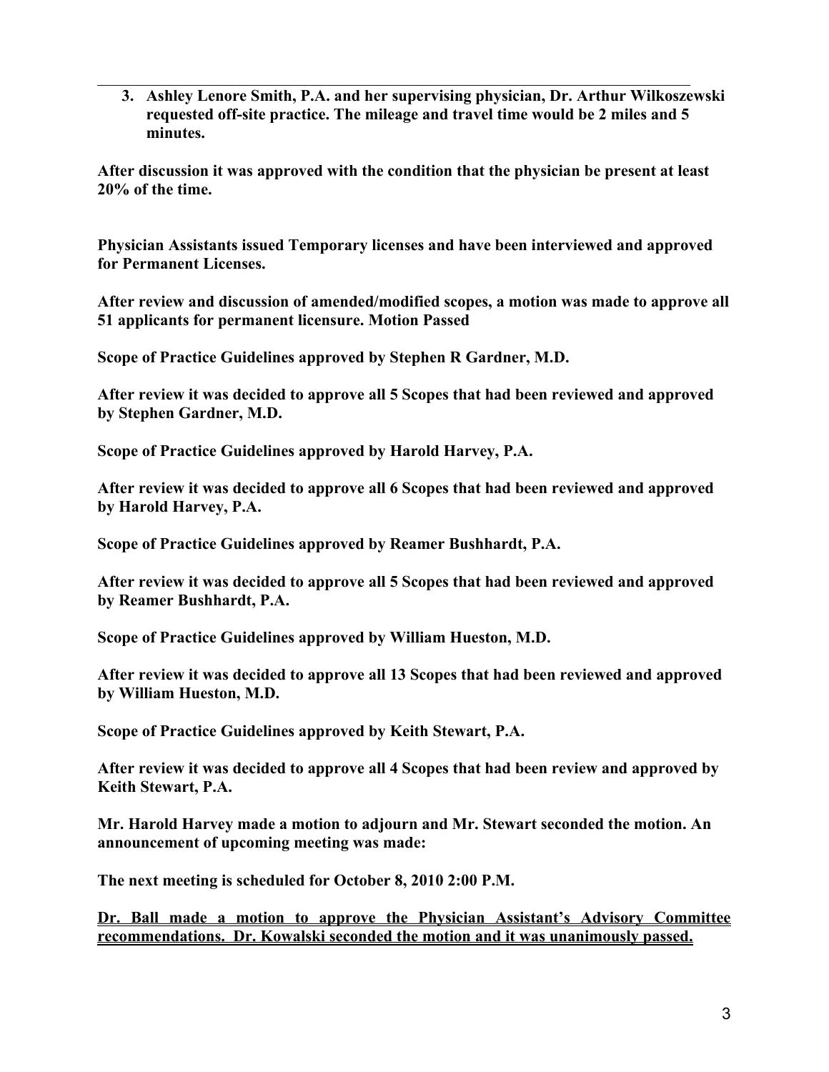3. **Ashley Lenore Smith, P.A. and her supervising physician, Dr. Arthur Wilkoszewski requested off-site practice. The mileage and travel time would be 2 miles and 5 minutes.**

**After discussion it was approved with the condition that the physician be present at least 20% of the time.**

**Physician Assistants issued Temporary licenses and have been interviewed and approved for Permanent Licenses.**

**After review and discussion of amended/modified scopes, a motion was made to approve all 51 applicants for permanent licensure. Motion Passed**

**Scope of Practice Guidelines approved by Stephen R Gardner, M.D.**

**After review it was decided to approve all 5 Scopes that had been reviewed and approved by Stephen Gardner, M.D.**

**Scope of Practice Guidelines approved by Harold Harvey, P.A.**

**After review it was decided to approve all 6 Scopes that had been reviewed and approved by Harold Harvey, P.A.**

**Scope of Practice Guidelines approved by Reamer Bushhardt, P.A.**

**After review it was decided to approve all 5 Scopes that had been reviewed and approved by Reamer Bushhardt, P.A.**

**Scope of Practice Guidelines approved by William Hueston, M.D.**

**After review it was decided to approve all 13 Scopes that had been reviewed and approved by William Hueston, M.D.**

**Scope of Practice Guidelines approved by Keith Stewart, P.A.**

**After review it was decided to approve all 4 Scopes that had been review and approved by Keith Stewart, P.A.**

**Mr. Harold Harvey made a motion to adjourn and Mr. Stewart seconded the motion. An announcement of upcoming meeting was made:**

**The next meeting is scheduled for October 8, 2010 2:00 P.M.**

**<u>Dr. Ball made a motion to approve the Physician Assistant's Advisory Committee recommendations. Dr. Kowalski seconded the motion and it was unanimously passed.</u>**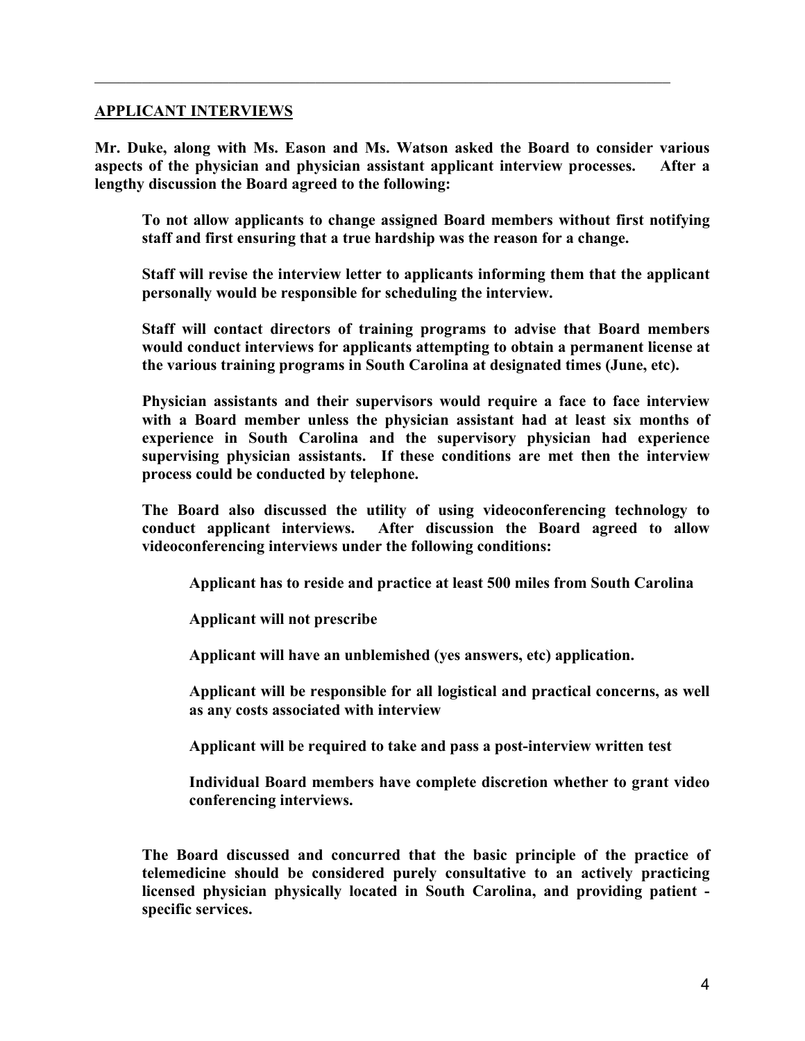---

## APPLICANT INTERVIEWS

**Mr. Duke, along with Ms. Eason and Ms. Watson asked the Board to consider various aspects of the physician and physician assistant applicant interview processes. After a lengthy discussion the Board agreed to the following:**

**To not allow applicants to change assigned Board members without first notifying staff and first ensuring that a true hardship was the reason for a change.**

**Staff will revise the interview letter to applicants informing them that the applicant personally would be responsible for scheduling the interview.**

**Staff will contact directors of training programs to advise that Board members would conduct interviews for applicants attempting to obtain a permanent license at the various training programs in South Carolina at designated times (June, etc).**

**Physician assistants and their supervisors would require a face to face interview with a Board member unless the physician assistant had at least six months of experience in South Carolina and the supervisory physician had experience supervising physician assistants. If these conditions are met then the interview process could be conducted by telephone.**

**The Board also discussed the utility of using videoconferencing technology to conduct applicant interviews. After discussion the Board agreed to allow videoconferencing interviews under the following conditions:**

**Applicant has to reside and practice at least 500 miles from South Carolina**

**Applicant will not prescribe**

**Applicant will have an unblemished (yes answers, etc) application.**

**Applicant will be responsible for all logistical and practical concerns, as well as any costs associated with interview**

**Applicant will be required to take and pass a post-interview written test**

**Individual Board members have complete discretion whether to grant video conferencing interviews.**

**The Board discussed and concurred that the basic principle of the practice of telemedicine should be considered purely consultative to an actively practicing licensed physician physically located in South Carolina, and providing patient - specific services.**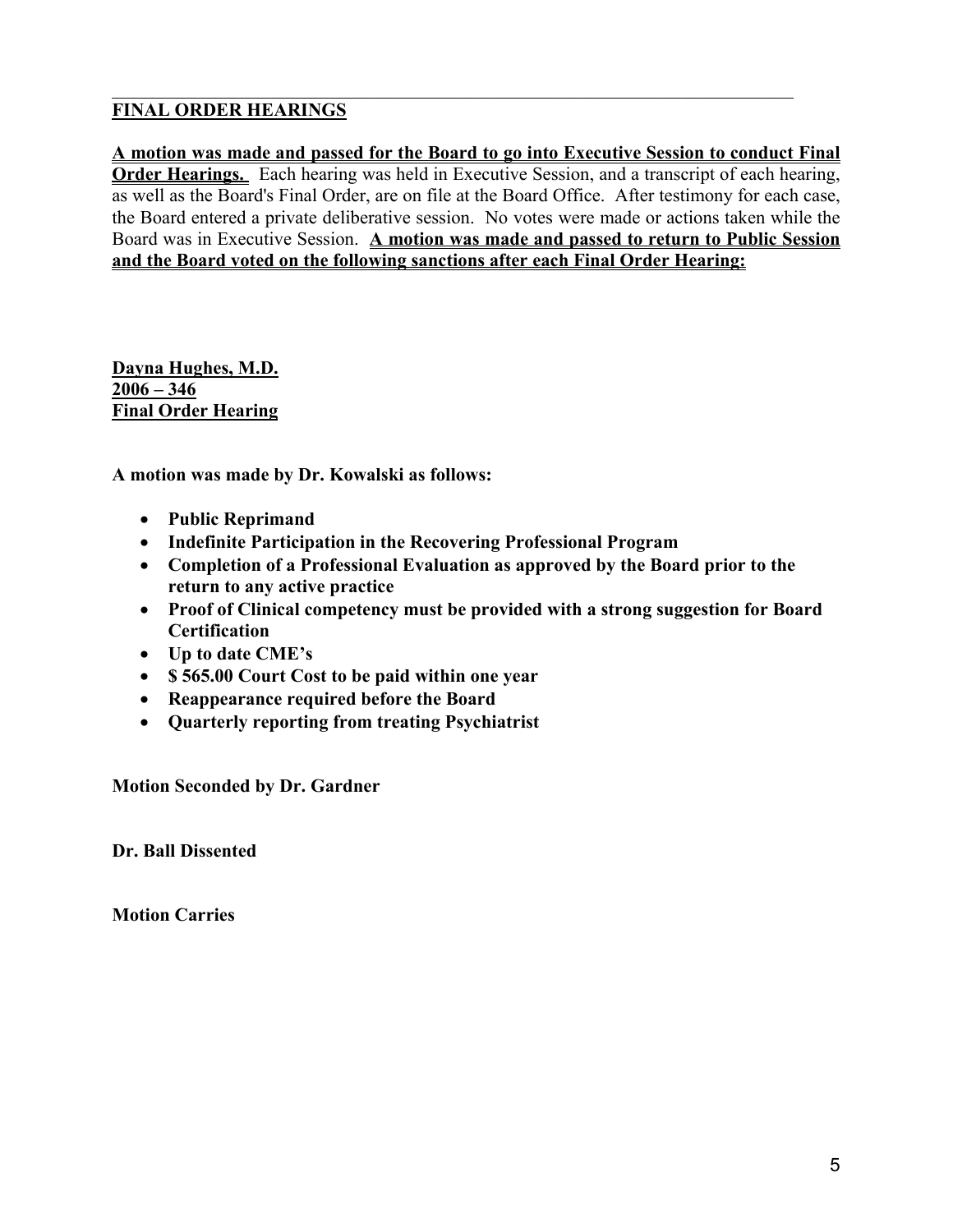## FINAL ORDER HEARINGS

**A motion was made and passed for the Board to go into Executive Session to conduct Final Order Hearings.** Each hearing was held in Executive Session, and a transcript of each hearing, as well as the Board's Final Order, are on file at the Board Office. After testimony for each case, the Board entered a private deliberative session. No votes were made or actions taken while the Board was in Executive Session. **A motion was made and passed to return to Public Session and the Board voted on the following sanctions after each Final Order Hearing:**

**Dayna Hughes, M.D.**
**2006 – 346**
**Final Order Hearing**

**A motion was made by Dr. Kowalski as follows:**

- **Public Reprimand**
- **Indefinite Participation in the Recovering Professional Program**
- **Completion of a Professional Evaluation as approved by the Board prior to the return to any active practice**
- **Proof of Clinical competency must be provided with a strong suggestion for Board Certification**
- **Up to date CME's**
- **$ 565.00 Court Cost to be paid within one year**
- **Reappearance required before the Board**
- **Quarterly reporting from treating Psychiatrist**

**Motion Seconded by Dr. Gardner**

**Dr. Ball Dissented**

**Motion Carries**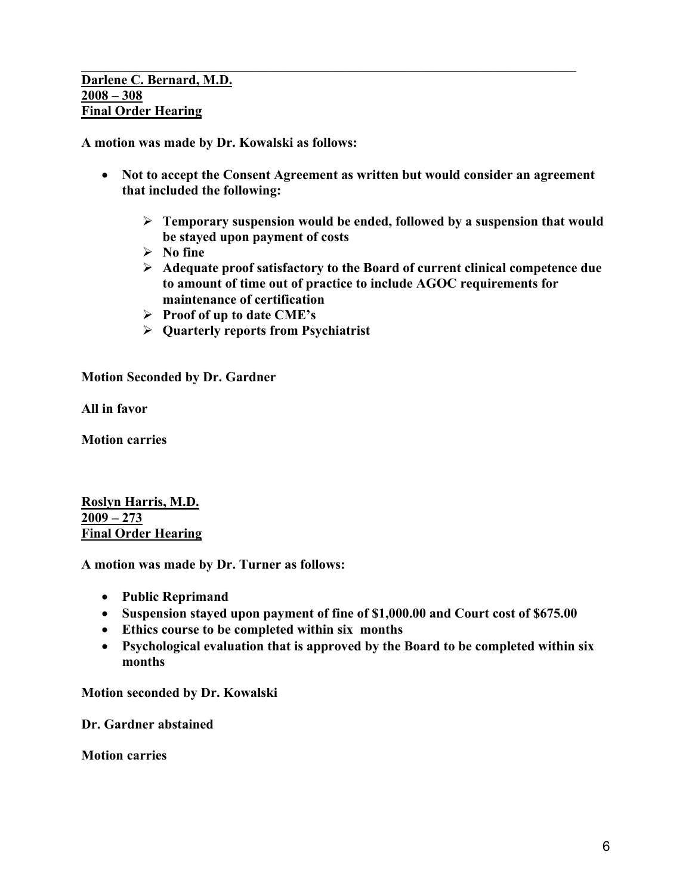---

**Darlene C. Bernard, M.D.**
**2008 – 308**
**Final Order Hearing**

**A motion was made by Dr. Kowalski as follows:**

- **Not to accept the Consent Agreement as written but would consider an agreement that included the following:**
    - **Temporary suspension would be ended, followed by a suspension that would be stayed upon payment of costs**
    - **No fine**
    - **Adequate proof satisfactory to the Board of current clinical competence due to amount of time out of practice to include AGOC requirements for maintenance of certification**
    - **Proof of up to date CME's**
    - **Quarterly reports from Psychiatrist**

**Motion Seconded by Dr. Gardner**

**All in favor**

**Motion carries**

**Roslyn Harris, M.D.**
**2009 – 273**
**Final Order Hearing**

**A motion was made by Dr. Turner as follows:**

- **Public Reprimand**
- **Suspension stayed upon payment of fine of $1,000.00 and Court cost of $675.00**
- **Ethics course to be completed within six months**
- **Psychological evaluation that is approved by the Board to be completed within six months**

**Motion seconded by Dr. Kowalski**

**Dr. Gardner abstained**

**Motion carries**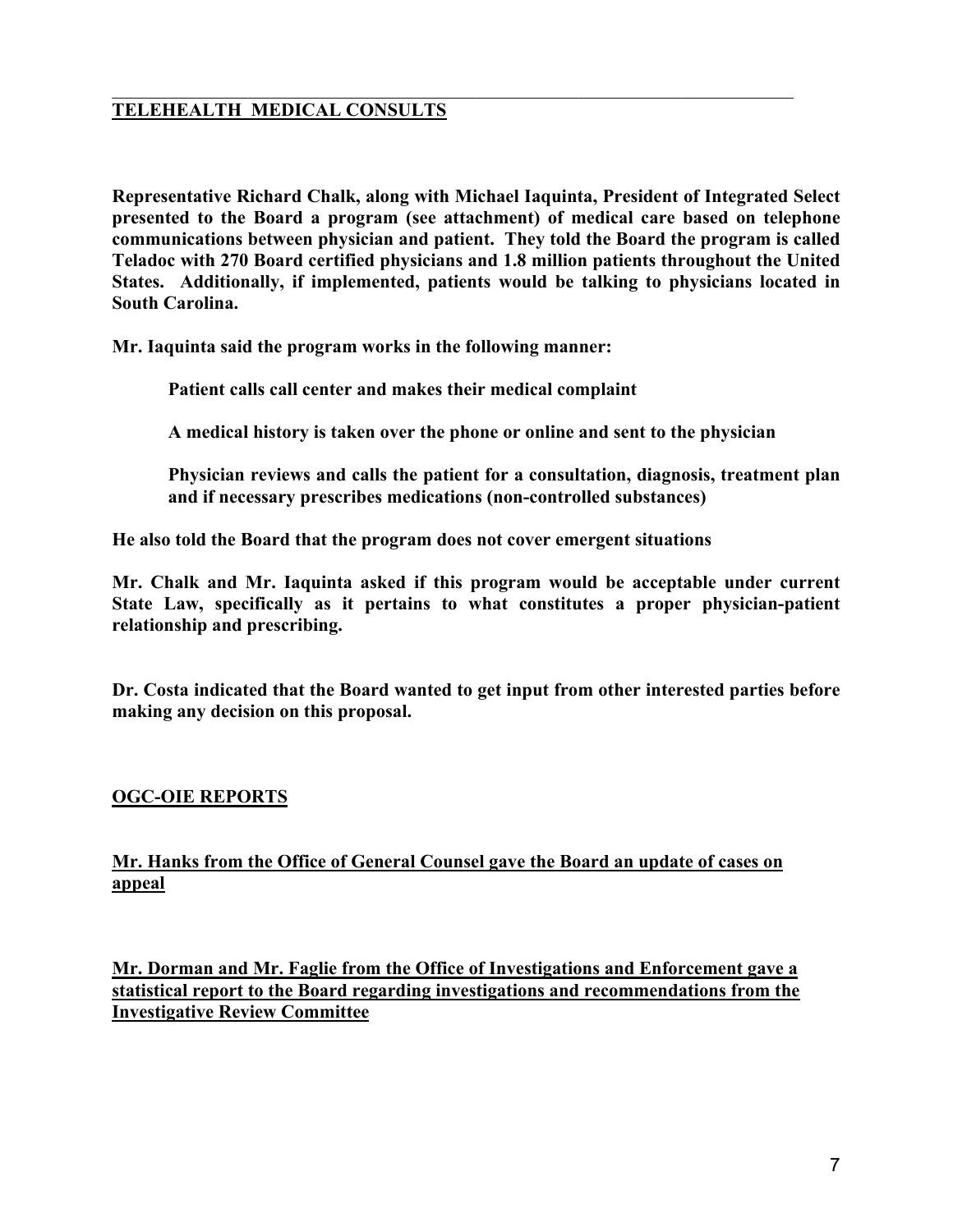## TELEHEALTH MEDICAL CONSULTS

**Representative Richard Chalk, along with Michael Iaquinta, President of Integrated Select presented to the Board a program (see attachment) of medical care based on telephone communications between physician and patient. They told the Board the program is called Teladoc with 270 Board certified physicians and 1.8 million patients throughout the United States. Additionally, if implemented, patients would be talking to physicians located in South Carolina.**

**Mr. Iaquinta said the program works in the following manner:**

> **Patient calls call center and makes their medical complaint**
>
> **A medical history is taken over the phone or online and sent to the physician**
>
> **Physician reviews and calls the patient for a consultation, diagnosis, treatment plan and if necessary prescribes medications (non-controlled substances)**

**He also told the Board that the program does not cover emergent situations**

**Mr. Chalk and Mr. Iaquinta asked if this program would be acceptable under current State Law, specifically as it pertains to what constitutes a proper physician-patient relationship and prescribing.**

**Dr. Costa indicated that the Board wanted to get input from other interested parties before making any decision on this proposal.**

## OGC-OIE REPORTS

**Mr. Hanks from the Office of General Counsel gave the Board an update of cases on appeal**

**Mr. Dorman and Mr. Faglie from the Office of Investigations and Enforcement gave a statistical report to the Board regarding investigations and recommendations from the Investigative Review Committee**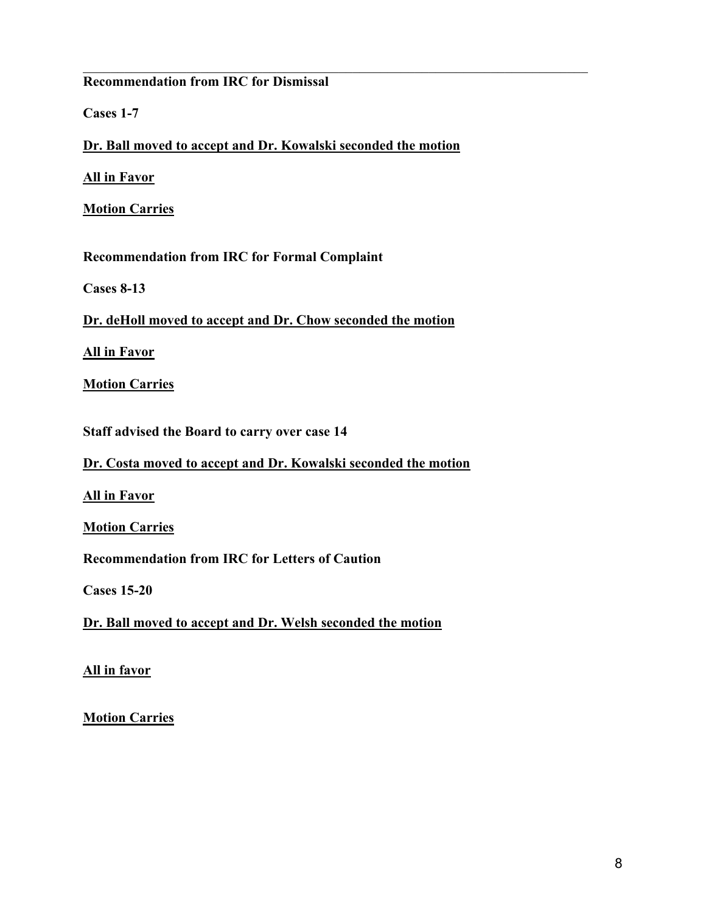---

**Recommendation from IRC for Dismissal**

**Cases 1-7**

**Dr. Ball moved to accept and Dr. Kowalski seconded the motion**

**All in Favor**

**Motion Carries**

**Recommendation from IRC for Formal Complaint**

**Cases 8-13**

**Dr. deHoll moved to accept and Dr. Chow seconded the motion**

**All in Favor**

**Motion Carries**

**Staff advised the Board to carry over case 14**

**Dr. Costa moved to accept and Dr. Kowalski seconded the motion**

**All in Favor**

**Motion Carries**

**Recommendation from IRC for Letters of Caution**

**Cases 15-20**

**Dr. Ball moved to accept and Dr. Welsh seconded the motion**

**All in favor**

**Motion Carries**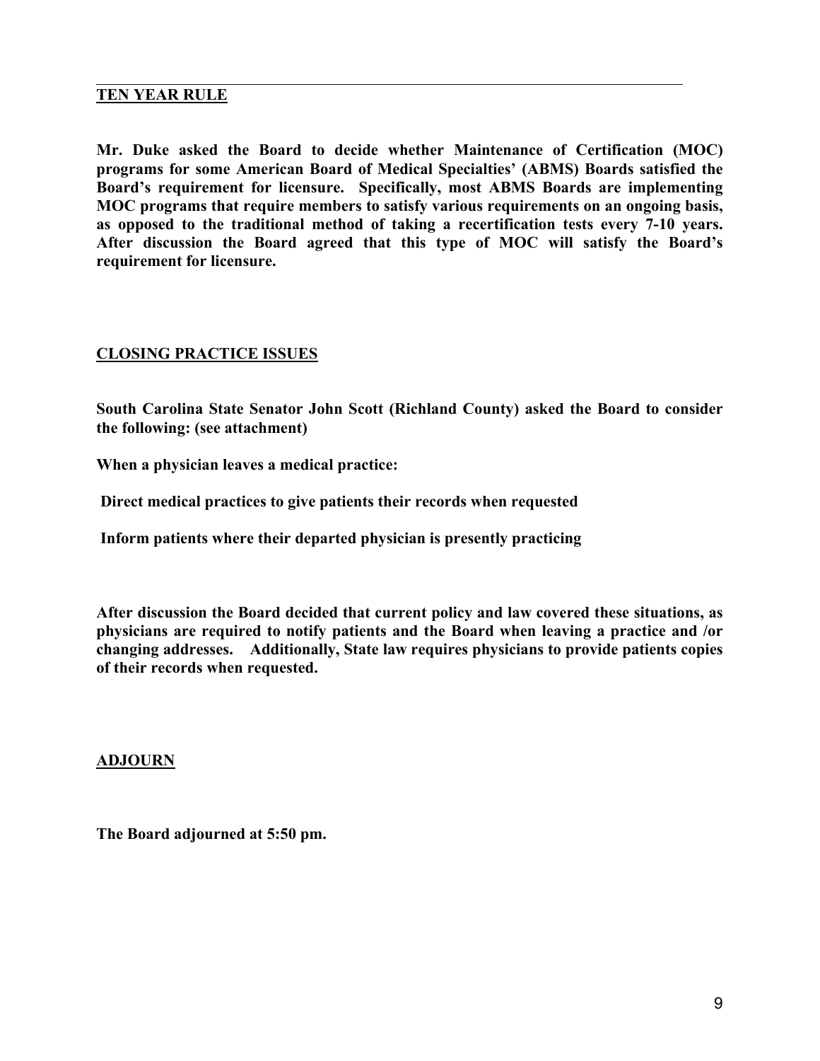## TEN YEAR RULE

**Mr. Duke asked the Board to decide whether Maintenance of Certification (MOC) programs for some American Board of Medical Specialties' (ABMS) Boards satisfied the Board's requirement for licensure. Specifically, most ABMS Boards are implementing MOC programs that require members to satisfy various requirements on an ongoing basis, as opposed to the traditional method of taking a recertification tests every 7-10 years. After discussion the Board agreed that this type of MOC will satisfy the Board's requirement for licensure.**

## CLOSING PRACTICE ISSUES

**South Carolina State Senator John Scott (Richland County) asked the Board to consider the following: (see attachment)**

**When a physician leaves a medical practice:**

**Direct medical practices to give patients their records when requested**

**Inform patients where their departed physician is presently practicing**

**After discussion the Board decided that current policy and law covered these situations, as physicians are required to notify patients and the Board when leaving a practice and /or changing addresses. Additionally, State law requires physicians to provide patients copies of their records when requested.**

## ADJOURN

**The Board adjourned at 5:50 pm.**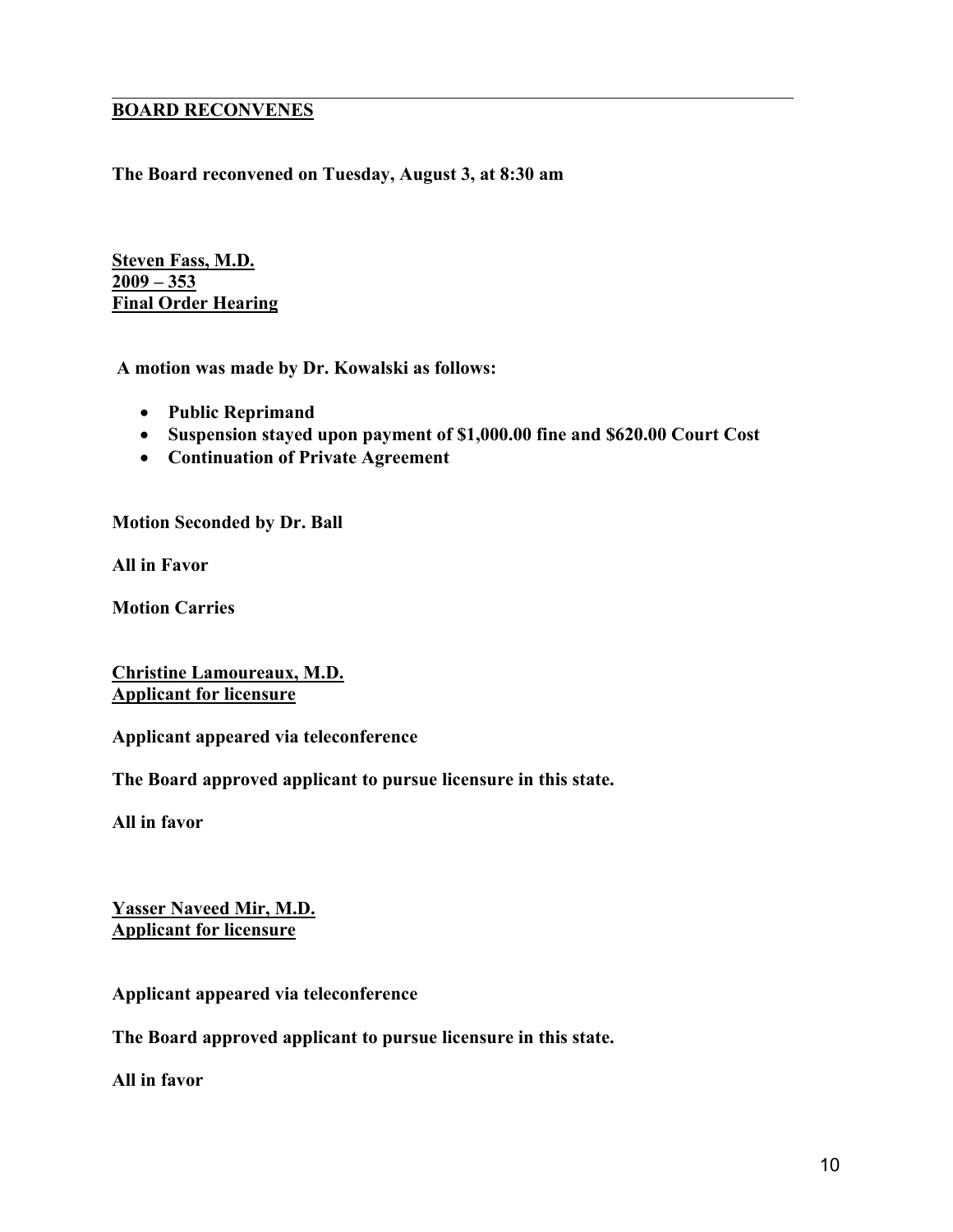---

**BOARD RECONVENES**

**The Board reconvened on Tuesday, August 3, at 8:30 am**

**Steven Fass, M.D.**
**2009 – 353**
**Final Order Hearing**

**A motion was made by Dr. Kowalski as follows:**

- **Public Reprimand**
- **Suspension stayed upon payment of $1,000.00 fine and $620.00 Court Cost**
- **Continuation of Private Agreement**

**Motion Seconded by Dr. Ball**

**All in Favor**

**Motion Carries**

**Christine Lamoureaux, M.D.**
**Applicant for licensure**

**Applicant appeared via teleconference**

**The Board approved applicant to pursue licensure in this state.**

**All in favor**

**Yasser Naveed Mir, M.D.**
**Applicant for licensure**

**Applicant appeared via teleconference**

**The Board approved applicant to pursue licensure in this state.**

**All in favor**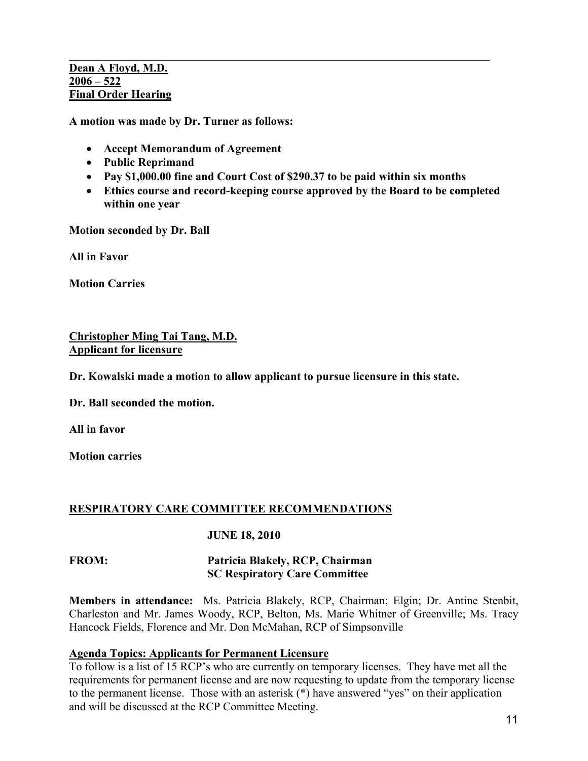---

**Dean A Floyd, M.D.**
**2006 – 522**
**Final Order Hearing**

**A motion was made by Dr. Turner as follows:**

- **Accept Memorandum of Agreement**
- **Public Reprimand**
- **Pay $1,000.00 fine and Court Cost of $290.37 to be paid within six months**
- **Ethics course and record-keeping course approved by the Board to be completed within one year**

**Motion seconded by Dr. Ball**

**All in Favor**

**Motion Carries**

**Christopher Ming Tai Tang, M.D.**
**Applicant for licensure**

**Dr. Kowalski made a motion to allow applicant to pursue licensure in this state.**

**Dr. Ball seconded the motion.**

**All in favor**

**Motion carries**

## RESPIRATORY CARE COMMITTEE RECOMMENDATIONS

**JUNE 18, 2010**

**FROM:** **Patricia Blakely, RCP, Chairman**
**SC Respiratory Care Committee**

**Members in attendance:** Ms. Patricia Blakely, RCP, Chairman; Elgin; Dr. Antine Stenbit, Charleston and Mr. James Woody, RCP, Belton, Ms. Marie Whitner of Greenville; Ms. Tracy Hancock Fields, Florence and Mr. Don McMahan, RCP of Simpsonville

**Agenda Topics: Applicants for Permanent Licensure**

To follow is a list of 15 RCP's who are currently on temporary licenses. They have met all the requirements for permanent license and are now requesting to update from the temporary license to the permanent license. Those with an asterisk (*) have answered "yes" on their application and will be discussed at the RCP Committee Meeting.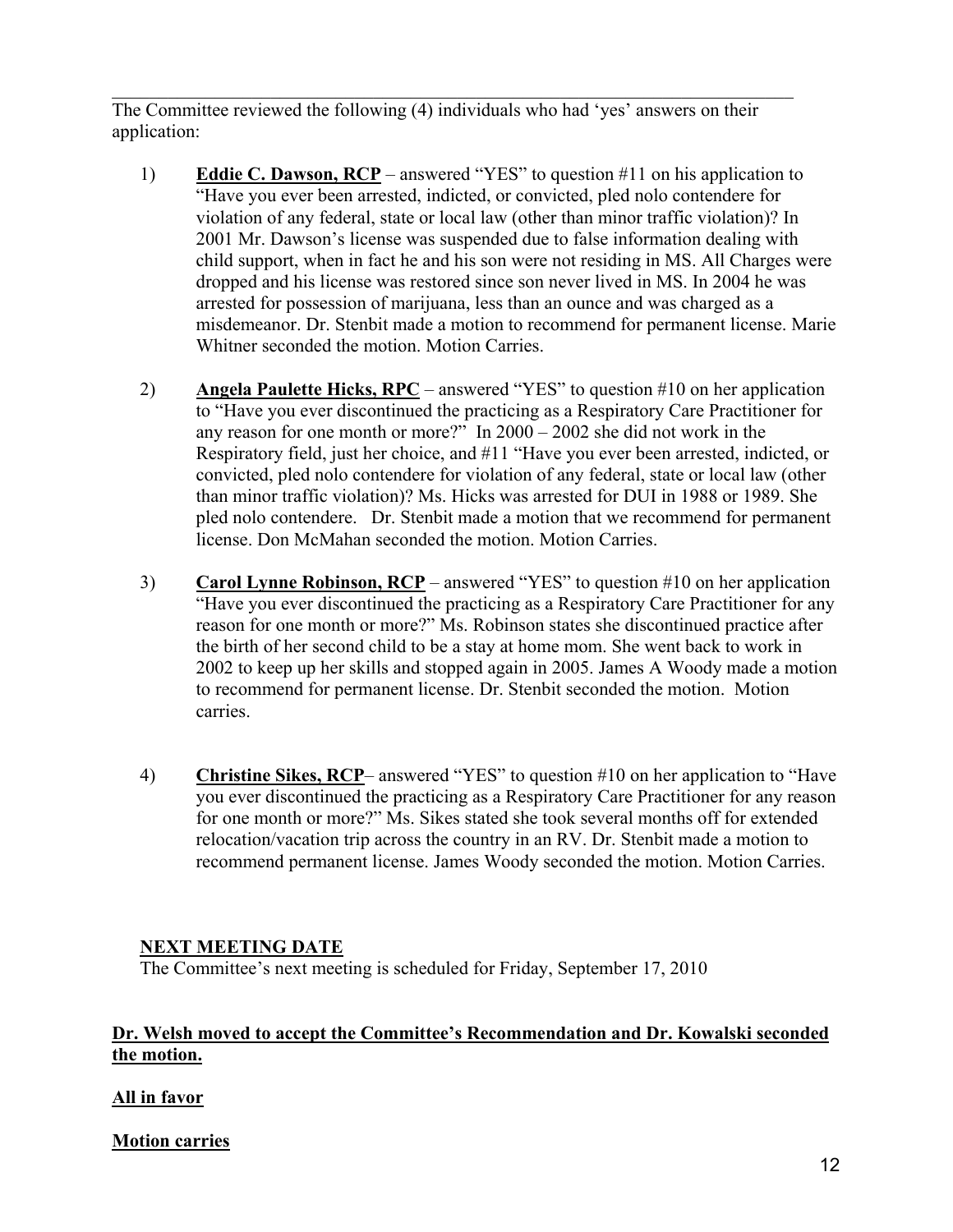---

The Committee reviewed the following (4) individuals who had 'yes' answers on their application:

1) **Eddie C. Dawson, RCP** – answered "YES" to question #11 on his application to "Have you ever been arrested, indicted, or convicted, pled nolo contendere for violation of any federal, state or local law (other than minor traffic violation)? In 2001 Mr. Dawson's license was suspended due to false information dealing with child support, when in fact he and his son were not residing in MS. All Charges were dropped and his license was restored since son never lived in MS. In 2004 he was arrested for possession of marijuana, less than an ounce and was charged as a misdemeanor. Dr. Stenbit made a motion to recommend for permanent license. Marie Whitner seconded the motion. Motion Carries.

2) **Angela Paulette Hicks, RPC** – answered "YES" to question #10 on her application to "Have you ever discontinued the practicing as a Respiratory Care Practitioner for any reason for one month or more?" In 2000 – 2002 she did not work in the Respiratory field, just her choice, and #11 "Have you ever been arrested, indicted, or convicted, pled nolo contendere for violation of any federal, state or local law (other than minor traffic violation)? Ms. Hicks was arrested for DUI in 1988 or 1989. She pled nolo contendere. Dr. Stenbit made a motion that we recommend for permanent license. Don McMahan seconded the motion. Motion Carries.

3) **Carol Lynne Robinson, RCP** – answered "YES" to question #10 on her application "Have you ever discontinued the practicing as a Respiratory Care Practitioner for any reason for one month or more?" Ms. Robinson states she discontinued practice after the birth of her second child to be a stay at home mom. She went back to work in 2002 to keep up her skills and stopped again in 2005. James A Woody made a motion to recommend for permanent license. Dr. Stenbit seconded the motion. Motion carries.

4) **Christine Sikes, RCP**– answered "YES" to question #10 on her application to "Have you ever discontinued the practicing as a Respiratory Care Practitioner for any reason for one month or more?" Ms. Sikes stated she took several months off for extended relocation/vacation trip across the country in an RV. Dr. Stenbit made a motion to recommend permanent license. James Woody seconded the motion. Motion Carries.

**NEXT MEETING DATE**

The Committee's next meeting is scheduled for Friday, September 17, 2010

**Dr. Welsh moved to accept the Committee's Recommendation and Dr. Kowalski seconded the motion.**

**All in favor**

**Motion carries**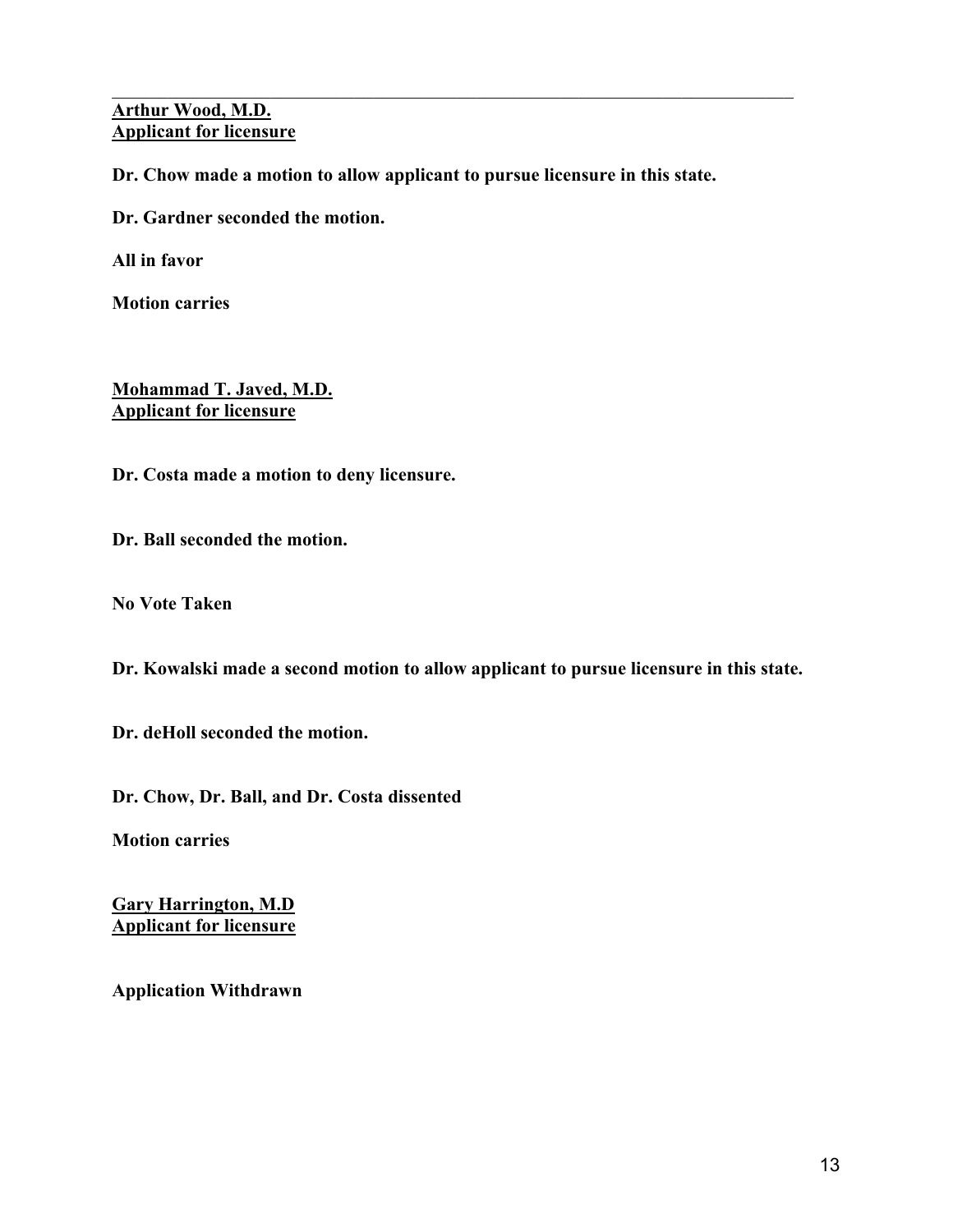---

**Arthur Wood, M.D.**
**Applicant for licensure**

**Dr. Chow made a motion to allow applicant to pursue licensure in this state.**

**Dr. Gardner seconded the motion.**

**All in favor**

**Motion carries**

**Mohammad T. Javed, M.D.**
**Applicant for licensure**

**Dr. Costa made a motion to deny licensure.**

**Dr. Ball seconded the motion.**

**No Vote Taken**

**Dr. Kowalski made a second motion to allow applicant to pursue licensure in this state.**

**Dr. deHoll seconded the motion.**

**Dr. Chow, Dr. Ball, and Dr. Costa dissented**

**Motion carries**

**Gary Harrington, M.D**
**Applicant for licensure**

**Application Withdrawn**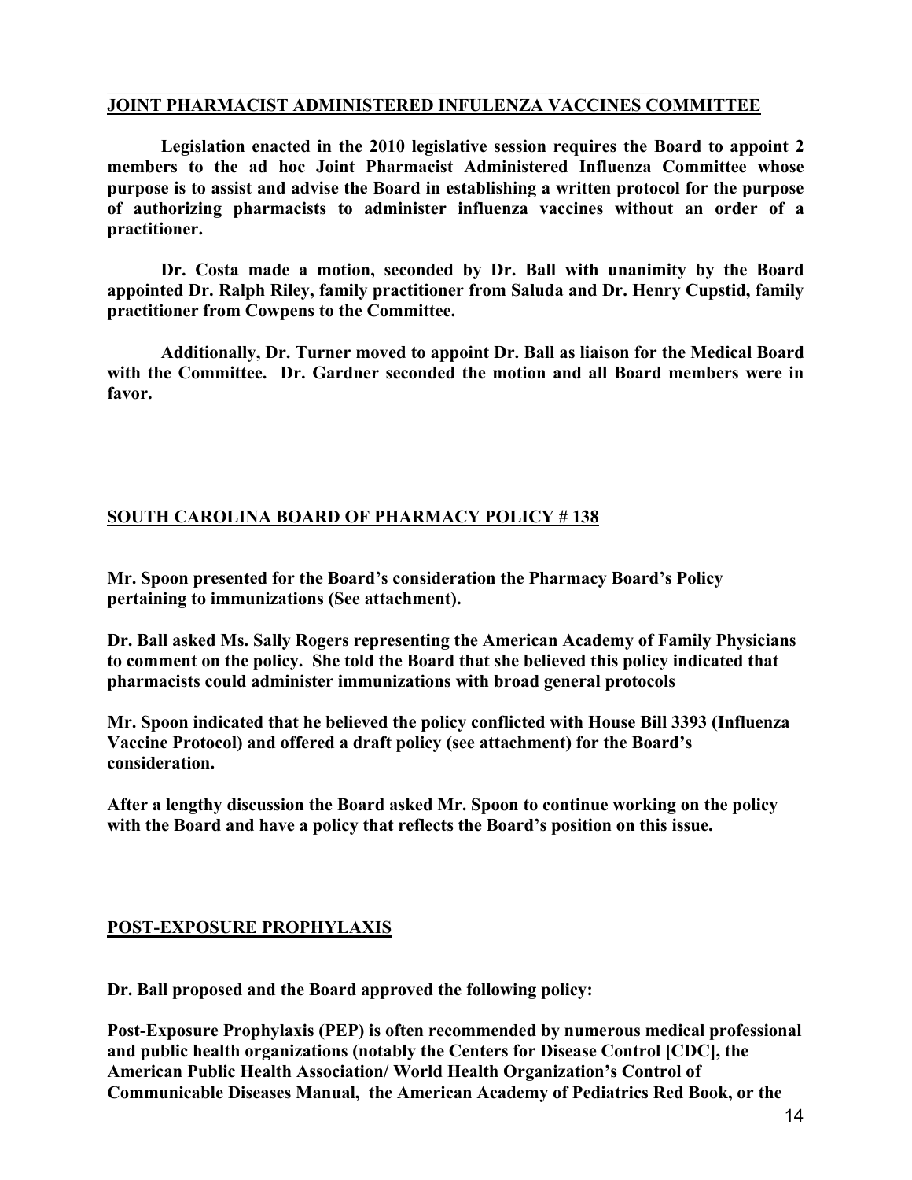## JOINT PHARMACIST ADMINISTERED INFULENZA VACCINES COMMITTEE

**Legislation enacted in the 2010 legislative session requires the Board to appoint 2 members to the ad hoc Joint Pharmacist Administered Influenza Committee whose purpose is to assist and advise the Board in establishing a written protocol for the purpose of authorizing pharmacists to administer influenza vaccines without an order of a practitioner.**

**Dr. Costa made a motion, seconded by Dr. Ball with unanimity by the Board appointed Dr. Ralph Riley, family practitioner from Saluda and Dr. Henry Cupstid, family practitioner from Cowpens to the Committee.**

**Additionally, Dr. Turner moved to appoint Dr. Ball as liaison for the Medical Board with the Committee. Dr. Gardner seconded the motion and all Board members were in favor.**

## SOUTH CAROLINA BOARD OF PHARMACY POLICY # 138

**Mr. Spoon presented for the Board's consideration the Pharmacy Board's Policy pertaining to immunizations (See attachment).**

**Dr. Ball asked Ms. Sally Rogers representing the American Academy of Family Physicians to comment on the policy. She told the Board that she believed this policy indicated that pharmacists could administer immunizations with broad general protocols**

**Mr. Spoon indicated that he believed the policy conflicted with House Bill 3393 (Influenza Vaccine Protocol) and offered a draft policy (see attachment) for the Board's consideration.**

**After a lengthy discussion the Board asked Mr. Spoon to continue working on the policy with the Board and have a policy that reflects the Board's position on this issue.**

## POST-EXPOSURE PROPHYLAXIS

**Dr. Ball proposed and the Board approved the following policy:**

**Post-Exposure Prophylaxis (PEP) is often recommended by numerous medical professional and public health organizations (notably the Centers for Disease Control [CDC], the American Public Health Association/ World Health Organization's Control of Communicable Diseases Manual, the American Academy of Pediatrics Red Book, or the**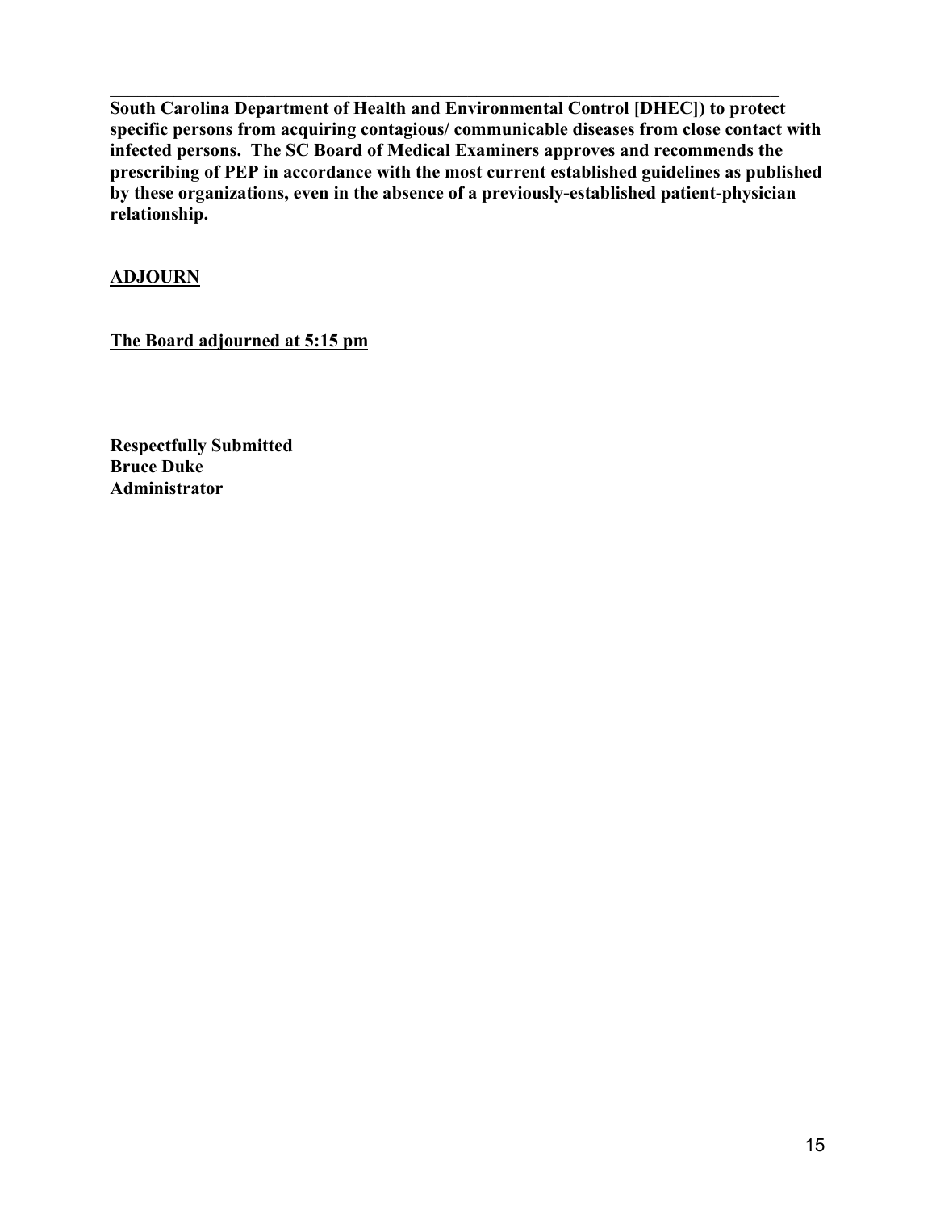**South Carolina Department of Health and Environmental Control [DHEC]) to protect specific persons from acquiring contagious/ communicable diseases from close contact with infected persons. The SC Board of Medical Examiners approves and recommends the prescribing of PEP in accordance with the most current established guidelines as published by these organizations, even in the absence of a previously-established patient-physician relationship.**

**ADJOURN**

**The Board adjourned at 5:15 pm**

**Respectfully Submitted**
**Bruce Duke**
**Administrator**